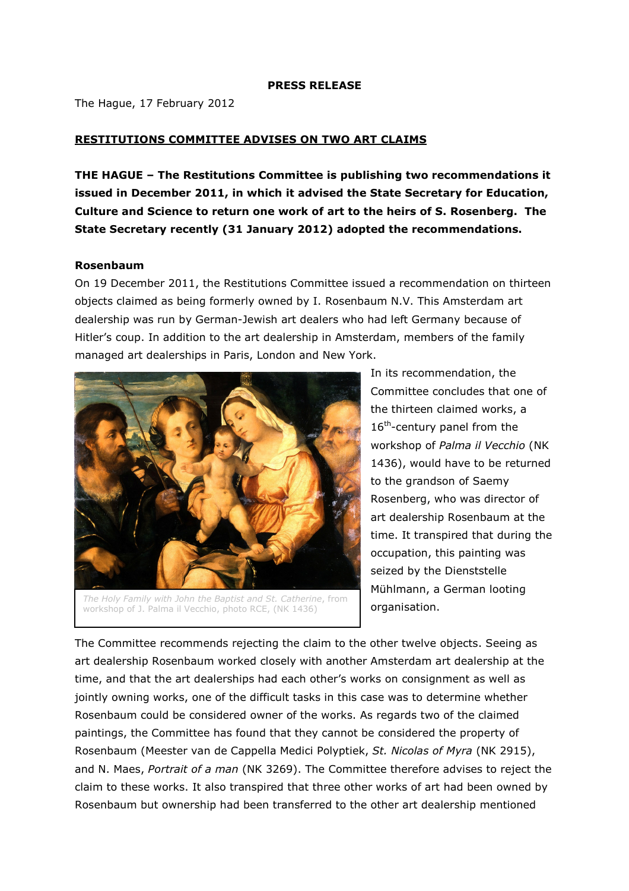**PRESS RELEASE**

The Hague, 17 February 2012

**RESTITUTIONS COMMITTEE ADVISES ON TWO ART CLAIMS**

**THE HAGUE – The Restitutions Committee is publishing two recommendations it issued in December 2011, in which it advised the State Secretary for Education, Culture and Science to return one work of art to the heirs of S. Rosenberg. The State Secretary recently (31 January 2012) adopted the recommendations.**

**Rosenbaum**

On 19 December 2011, the Restitutions Committee issued a recommendation on thirteen objects claimed as being formerly owned by I. Rosenbaum N.V. This Amsterdam art dealership was run by German-Jewish art dealers who had left Germany because of Hitler's coup. In addition to the art dealership in Amsterdam, members of the family managed art dealerships in Paris, London and New York.

*The Holy Family with John the Baptist and St. Catherine*, from workshop of J. Palma il Vecchio, photo RCE, (NK 1436)

In its recommendation, the Committee concludes that one of the thirteen claimed works, a 16th-century panel from the workshop of *Palma il Vecchio* (NK 1436), would have to be returned to the grandson of Saemy Rosenberg, who was director of art dealership Rosenbaum at the time. It transpired that during the occupation, this painting was seized by the Dienststelle Mühlmann, a German looting organisation.

The Committee recommends rejecting the claim to the other twelve objects. Seeing as art dealership Rosenbaum worked closely with another Amsterdam art dealership at the time, and that the art dealerships had each other's works on consignment as well as jointly owning works, one of the difficult tasks in this case was to determine whether Rosenbaum could be considered owner of the works. As regards two of the claimed paintings, the Committee has found that they cannot be considered the property of Rosenbaum (Meester van de Cappella Medici Polyptiek, *St. Nicolas of Myra* (NK 2915), and N. Maes, *Portrait of a man* (NK 3269). The Committee therefore advises to reject the claim to these works. It also transpired that three other works of art had been owned by Rosenbaum but ownership had been transferred to the other art dealership mentioned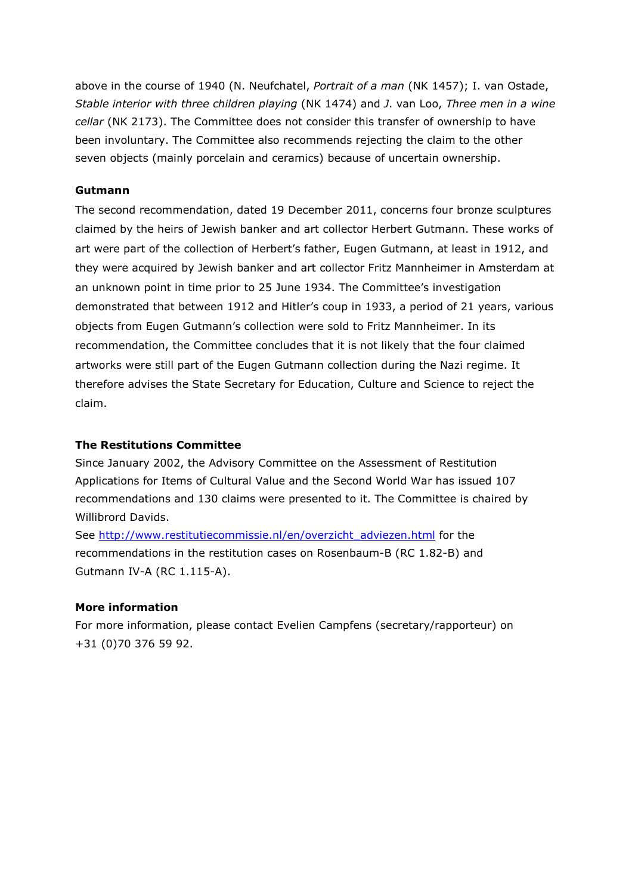above in the course of 1940 (N. Neufchatel, *Portrait of a man* (NK 1457); I. van Ostade, *Stable interior with three children playing* (NK 1474) and J. van Loo, *Three men in a wine cellar* (NK 2173). The Committee does not consider this transfer of ownership to have been involuntary. The Committee also recommends rejecting the claim to the other seven objects (mainly porcelain and ceramics) because of uncertain ownership.

**Gutmann**

The second recommendation, dated 19 December 2011, concerns four bronze sculptures claimed by the heirs of Jewish banker and art collector Herbert Gutmann. These works of art were part of the collection of Herbert's father, Eugen Gutmann, at least in 1912, and they were acquired by Jewish banker and art collector Fritz Mannheimer in Amsterdam at an unknown point in time prior to 25 June 1934. The Committee's investigation demonstrated that between 1912 and Hitler's coup in 1933, a period of 21 years, various objects from Eugen Gutmann's collection were sold to Fritz Mannheimer. In its recommendation, the Committee concludes that it is not likely that the four claimed artworks were still part of the Eugen Gutmann collection during the Nazi regime. It therefore advises the State Secretary for Education, Culture and Science to reject the claim.

**The Restitutions Committee**

Since January 2002, the Advisory Committee on the Assessment of Restitution Applications for Items of Cultural Value and the Second World War has issued 107 recommendations and 130 claims were presented to it. The Committee is chaired by Willibrord Davids.

See http://www.restitutiecommissie.nl/en/overzicht_adviezen.html for the recommendations in the restitution cases on Rosenbaum-B (RC 1.82-B) and Gutmann IV-A (RC 1.115-A).

**More information**

For more information, please contact Evelien Campfens (secretary/rapporteur) on +31 (0)70 376 59 92.